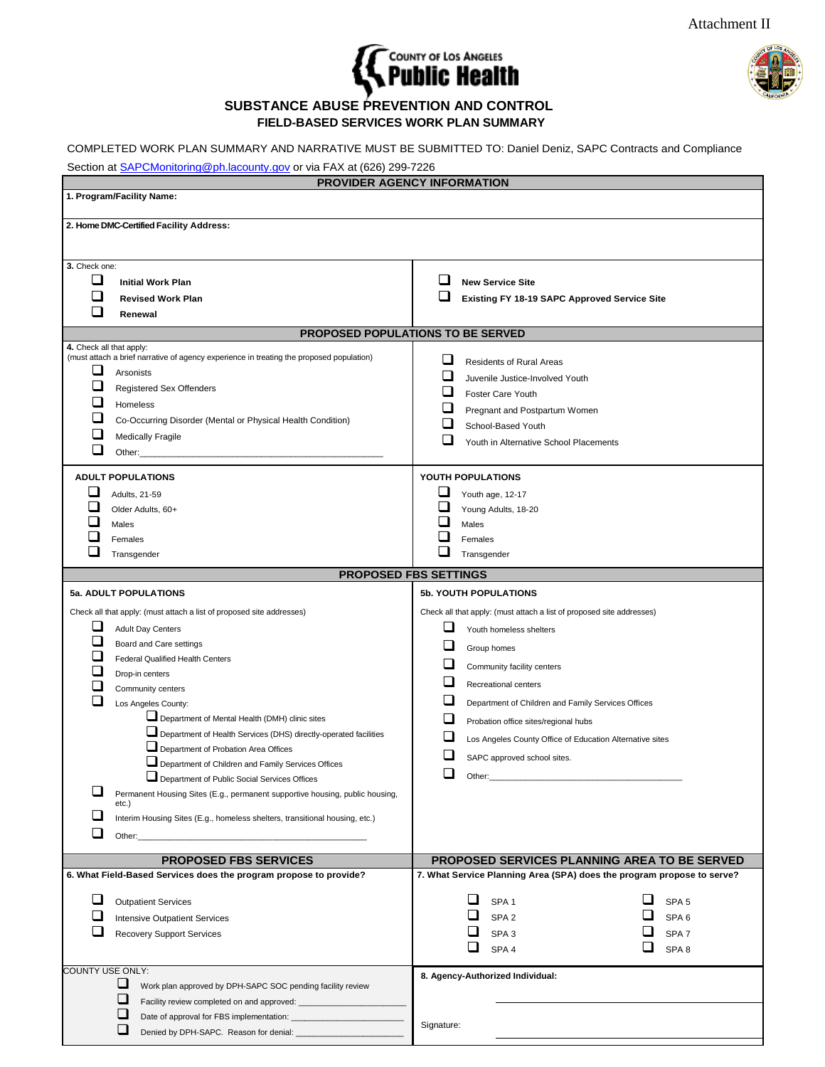Attachment II

County of Los Angeles
Public Health

## SUBSTANCE ABUSE PREVENTION AND CONTROL
### FIELD-BASED SERVICES WORK PLAN SUMMARY

COMPLETED WORK PLAN SUMMARY AND NARRATIVE MUST BE SUBMITTED TO: Daniel Deniz, SAPC Contracts and Compliance Section at SAPCMonitoring@ph.lacounty.gov or via FAX at (626) 299-7226

### PROVIDER AGENCY INFORMATION

**1. Program/Facility Name:**

**2. Home DMC-Certified Facility Address:**

**3.** Check one:

- ☐ **Initial Work Plan**
- ☐ **Revised Work Plan**
- ☐ **Renewal**

- ☐ **New Service Site**
- ☐ **Existing FY 18-19 SAPC Approved Service Site**

### PROPOSED POPULATIONS TO BE SERVED

**4.** Check all that apply:
(must attach a brief narrative of agency experience in treating the proposed population)

- ☐ Arsonists
- ☐ Registered Sex Offenders
- ☐ Homeless
- ☐ Co-Occurring Disorder (Mental or Physical Health Condition)
- ☐ Medically Fragile
- ☐ Other:_______________________________________________

- ☐ Residents of Rural Areas
- ☐ Juvenile Justice-Involved Youth
- ☐ Foster Care Youth
- ☐ Pregnant and Postpartum Women
- ☐ School-Based Youth
- ☐ Youth in Alternative School Placements

**ADULT POPULATIONS**

- ☐ Adults, 21-59
- ☐ Older Adults, 60+
- ☐ Males
- ☐ Females
- ☐ Transgender

**YOUTH POPULATIONS**

- ☐ Youth age, 12-17
- ☐ Young Adults, 18-20
- ☐ Males
- ☐ Females
- ☐ Transgender

### PROPOSED FBS SETTINGS

**5a. ADULT POPULATIONS**

Check all that apply: (must attach a list of proposed site addresses)

- ☐ Adult Day Centers
- ☐ Board and Care settings
- ☐ Federal Qualified Health Centers
- ☐ Drop-in centers
- ☐ Community centers
- ☐ Los Angeles County:
  - ☐ Department of Mental Health (DMH) clinic sites
  - ☐ Department of Health Services (DHS) directly-operated facilities
  - ☐ Department of Probation Area Offices
  - ☐ Department of Children and Family Services Offices
  - ☐ Department of Public Social Services Offices
- ☐ Permanent Housing Sites (E.g., permanent supportive housing, public housing, etc.)
- ☐ Interim Housing Sites (E.g., homeless shelters, transitional housing, etc.)
- ☐ Other:_______________________________________________

**5b. YOUTH POPULATIONS**

Check all that apply: (must attach a list of proposed site addresses)

- ☐ Youth homeless shelters
- ☐ Group homes
- ☐ Community facility centers
- ☐ Recreational centers
- ☐ Department of Children and Family Services Offices
- ☐ Probation office sites/regional hubs
- ☐ Los Angeles County Office of Education Alternative sites
- ☐ SAPC approved school sites.
- ☐ Other:_______________________________________________

### PROPOSED FBS SERVICES

**6. What Field-Based Services does the program propose to provide?**

- ☐ Outpatient Services
- ☐ Intensive Outpatient Services
- ☐ Recovery Support Services

### PROPOSED SERVICES PLANNING AREA TO BE SERVED

**7. What Service Planning Area (SPA) does the program propose to serve?**

- ☐ SPA 1
- ☐ SPA 2
- ☐ SPA 3
- ☐ SPA 4
- ☐ SPA 5
- ☐ SPA 6
- ☐ SPA 7
- ☐ SPA 8

COUNTY USE ONLY:

- ☐ Work plan approved by DPH-SAPC SOC pending facility review
- ☐ Facility review completed on and approved: ______________________
- ☐ Date of approval for FBS implementation: ______________________
- ☐ Denied by DPH-SAPC. Reason for denial: ______________________

**8. Agency-Authorized Individual:** ______________________

Signature: ______________________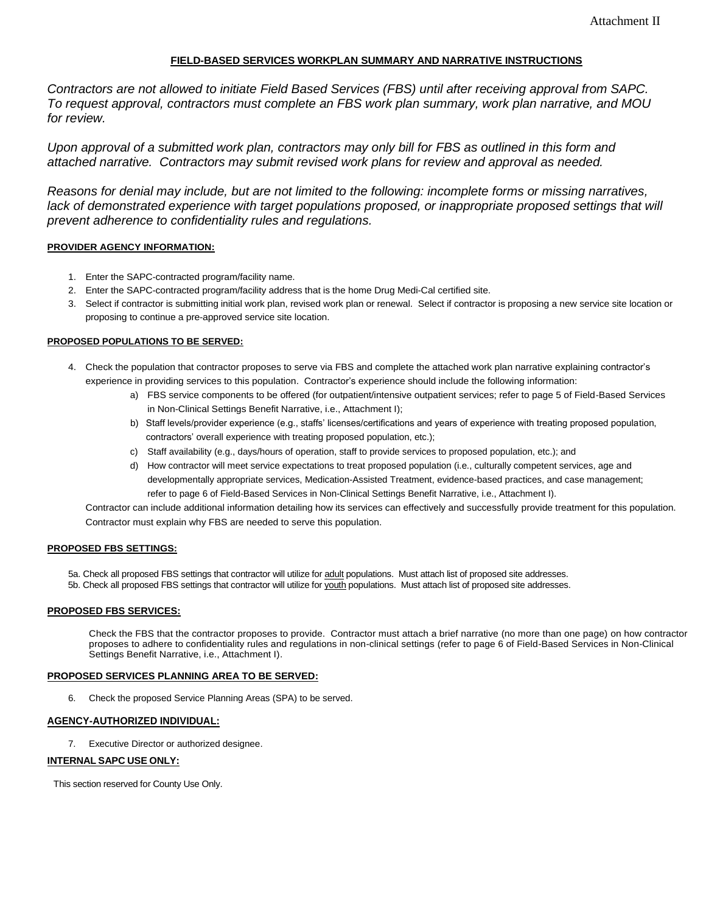Attachment II

## FIELD-BASED SERVICES WORKPLAN SUMMARY AND NARRATIVE INSTRUCTIONS

*Contractors are not allowed to initiate Field Based Services (FBS) until after receiving approval from SAPC. To request approval, contractors must complete an FBS work plan summary, work plan narrative, and MOU for review.*

*Upon approval of a submitted work plan, contractors may only bill for FBS as outlined in this form and attached narrative. Contractors may submit revised work plans for review and approval as needed.*

*Reasons for denial may include, but are not limited to the following: incomplete forms or missing narratives, lack of demonstrated experience with target populations proposed, or inappropriate proposed settings that will prevent adherence to confidentiality rules and regulations.*

### PROVIDER AGENCY INFORMATION:

1. Enter the SAPC-contracted program/facility name.
2. Enter the SAPC-contracted program/facility address that is the home Drug Medi-Cal certified site.
3. Select if contractor is submitting initial work plan, revised work plan or renewal. Select if contractor is proposing a new service site location or proposing to continue a pre-approved service site location.

### PROPOSED POPULATIONS TO BE SERVED:

4. Check the population that contractor proposes to serve via FBS and complete the attached work plan narrative explaining contractor's experience in providing services to this population. Contractor's experience should include the following information:
   a) FBS service components to be offered (for outpatient/intensive outpatient services; refer to page 5 of Field-Based Services in Non-Clinical Settings Benefit Narrative, i.e., Attachment I);
   b) Staff levels/provider experience (e.g., staffs' licenses/certifications and years of experience with treating proposed population, contractors' overall experience with treating proposed population, etc.);
   c) Staff availability (e.g., days/hours of operation, staff to provide services to proposed population, etc.); and
   d) How contractor will meet service expectations to treat proposed population (i.e., culturally competent services, age and developmentally appropriate services, Medication-Assisted Treatment, evidence-based practices, and case management; refer to page 6 of Field-Based Services in Non-Clinical Settings Benefit Narrative, i.e., Attachment I).

   Contractor can include additional information detailing how its services can effectively and successfully provide treatment for this population. Contractor must explain why FBS are needed to serve this population.

### PROPOSED FBS SETTINGS:

5a. Check all proposed FBS settings that contractor will utilize for adult populations. Must attach list of proposed site addresses.
5b. Check all proposed FBS settings that contractor will utilize for youth populations. Must attach list of proposed site addresses.

### PROPOSED FBS SERVICES:

Check the FBS that the contractor proposes to provide. Contractor must attach a brief narrative (no more than one page) on how contractor proposes to adhere to confidentiality rules and regulations in non-clinical settings (refer to page 6 of Field-Based Services in Non-Clinical Settings Benefit Narrative, i.e., Attachment I).

### PROPOSED SERVICES PLANNING AREA TO BE SERVED:

6. Check the proposed Service Planning Areas (SPA) to be served.

### AGENCY-AUTHORIZED INDIVIDUAL:

7. Executive Director or authorized designee.

### INTERNAL SAPC USE ONLY:

This section reserved for County Use Only.